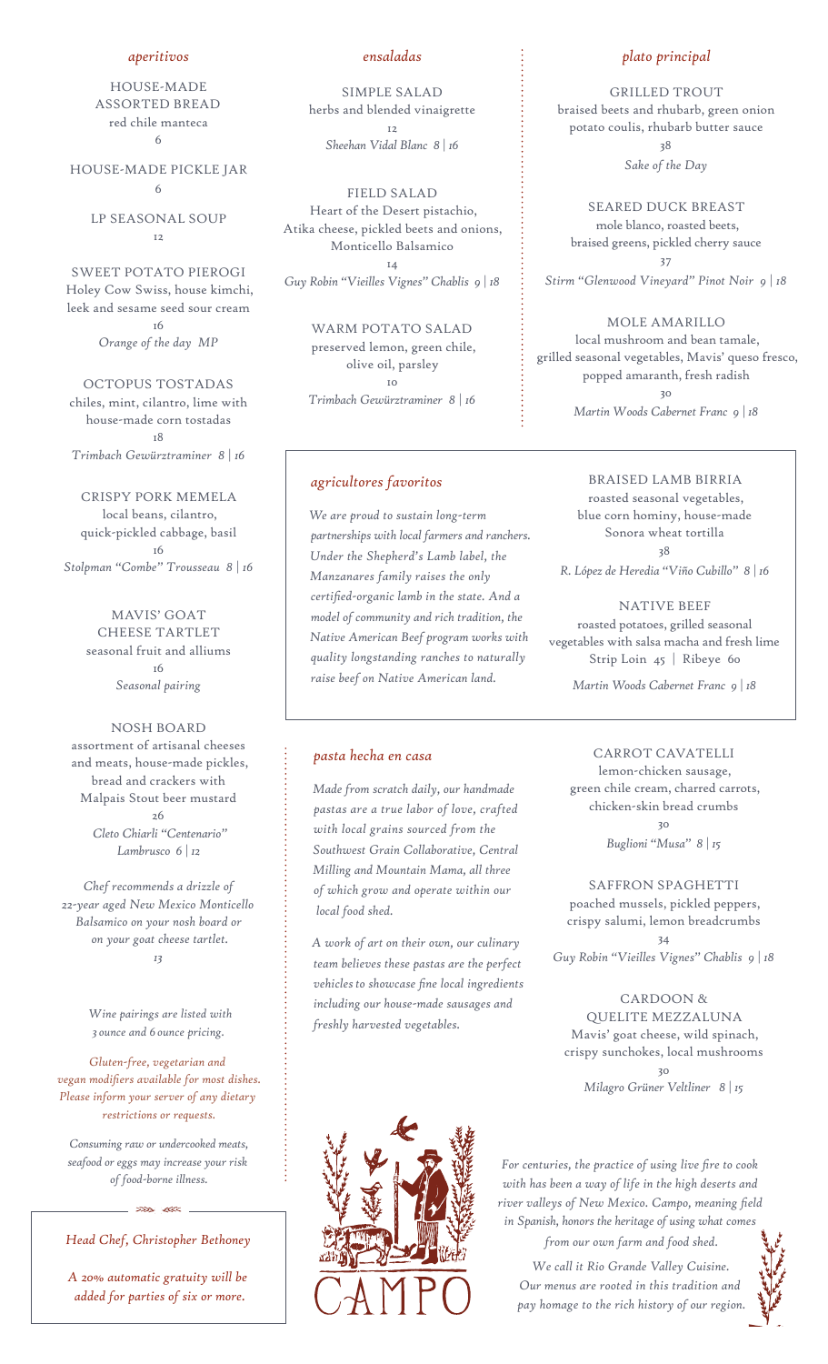## *aperitivos*

HOUSE-MADE ASSORTED BREAD
red chile manteca
6

HOUSE-MADE PICKLE JAR
6

LP SEASONAL SOUP
12

SWEET POTATO PIEROGI
Holey Cow Swiss, house kimchi, leek and sesame seed sour cream
16
*Orange of the day MP*

OCTOPUS TOSTADAS
chiles, mint, cilantro, lime with house-made corn tostadas
18
*Trimbach Gewürztraminer 8 | 16*

CRISPY PORK MEMELA
local beans, cilantro, quick-pickled cabbage, basil
16
*Stolpman "Combe" Trousseau 8 | 16*

MAVIS' GOAT CHEESE TARTLET
seasonal fruit and alliums
16
*Seasonal pairing*

NOSH BOARD
assortment of artisanal cheeses and meats, house-made pickles, bread and crackers with Malpais Stout beer mustard
26
*Cleto Chiarli "Centenario" Lambrusco 6 | 12*

*Chef recommends a drizzle of 22-year aged New Mexico Monticello Balsamico on your nosh board or on your goat cheese tartlet.*
*13*

*Wine pairings are listed with 3 ounce and 6 ounce pricing.*

*Gluten-free, vegetarian and vegan modifiers available for most dishes. Please inform your server of any dietary restrictions or requests.*

*Consuming raw or undercooked meats, seafood or eggs may increase your risk of food-borne illness.*

*Head Chef, Christopher Bethoney*

*A 20% automatic gratuity will be added for parties of six or more.*

## *ensaladas*

SIMPLE SALAD
herbs and blended vinaigrette
12
*Sheehan Vidal Blanc 8 | 16*

FIELD SALAD
Heart of the Desert pistachio, Atika cheese, pickled beets and onions, Monticello Balsamico
14
*Guy Robin "Vieilles Vignes" Chablis 9 | 18*

WARM POTATO SALAD
preserved lemon, green chile, olive oil, parsley
10
*Trimbach Gewürztraminer 8 | 16*

## *plato principal*

GRILLED TROUT
braised beets and rhubarb, green onion potato coulis, rhubarb butter sauce
38
*Sake of the Day*

SEARED DUCK BREAST
mole blanco, roasted beets, braised greens, pickled cherry sauce
37
*Stirm "Glenwood Vineyard" Pinot Noir 9 | 18*

MOLE AMARILLO
local mushroom and bean tamale, grilled seasonal vegetables, Mavis' queso fresco, popped amaranth, fresh radish
30
*Martin Woods Cabernet Franc 9 | 18*

## *agricultores favoritos*

*We are proud to sustain long-term partnerships with local farmers and ranchers. Under the Shepherd's Lamb label, the Manzanares family raises the only certified-organic lamb in the state. And a model of community and rich tradition, the Native American Beef program works with quality longstanding ranches to naturally raise beef on Native American land.*

BRAISED LAMB BIRRIA
roasted seasonal vegetables, blue corn hominy, house-made Sonora wheat tortilla
38
*R. López de Heredia "Viño Cubillo" 8 | 16*

NATIVE BEEF
roasted potatoes, grilled seasonal vegetables with salsa macha and fresh lime
Strip Loin 45 | Ribeye 60
*Martin Woods Cabernet Franc 9 | 18*

## *pasta hecha en casa*

*Made from scratch daily, our handmade pastas are a true labor of love, crafted with local grains sourced from the Southwest Grain Collaborative, Central Milling and Mountain Mama, all three of which grow and operate within our local food shed.*

*A work of art on their own, our culinary team believes these pastas are the perfect vehicles to showcase fine local ingredients including our house-made sausages and freshly harvested vegetables.*

CARROT CAVATELLI
lemon-chicken sausage, green chile cream, charred carrots, chicken-skin bread crumbs
30
*Buglioni "Musa" 8 | 15*

SAFFRON SPAGHETTI
poached mussels, pickled peppers, crispy salumi, lemon breadcrumbs
34
*Guy Robin "Vieilles Vignes" Chablis 9 | 18*

CARDOON & QUELITE MEZZALUNA
Mavis' goat cheese, wild spinach, crispy sunchokes, local mushrooms
30
*Milagro Grüner Veltliner 8 | 15*

CAMPO

*For centuries, the practice of using live fire to cook with has been a way of life in the high deserts and river valleys of New Mexico. Campo, meaning field in Spanish, honors the heritage of using what comes from our own farm and food shed.*

*We call it Rio Grande Valley Cuisine. Our menus are rooted in this tradition and pay homage to the rich history of our region.*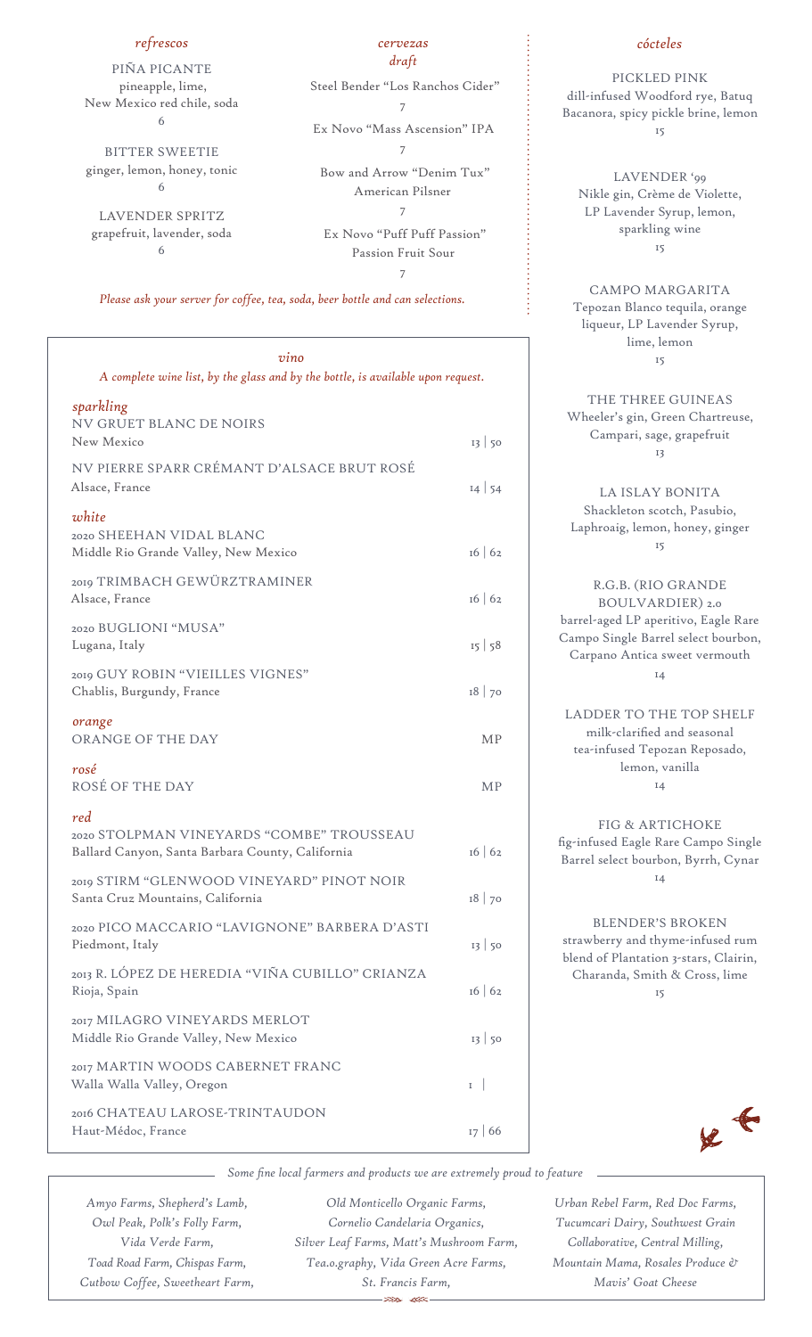## *refrescos*

PIÑA PICANTE
pineapple, lime, New Mexico red chile, soda
6

BITTER SWEETIE
ginger, lemon, honey, tonic
6

LAVENDER SPRITZ
grapefruit, lavender, soda
6

## *cervezas*

### *draft*

Steel Bender "Los Ranchos Cider"
7

Ex Novo "Mass Ascension" IPA
7

Bow and Arrow "Denim Tux" American Pilsner
7

Ex Novo "Puff Puff Passion" Passion Fruit Sour
7

*Please ask your server for coffee, tea, soda, beer bottle and can selections.*

## *vino*

*A complete wine list, by the glass and by the bottle, is available upon request.*

### *sparkling*

| | |
|---|---|
| NV GRUET BLANC DE NOIRS<br>New Mexico | 13 \| 50 |
| NV PIERRE SPARR CRÉMANT D'ALSACE BRUT ROSÉ<br>Alsace, France | 14 \| 54 |

### *white*

| | |
|---|---|
| 2020 SHEEHAN VIDAL BLANC<br>Middle Rio Grande Valley, New Mexico | 16 \| 62 |
| 2019 TRIMBACH GEWÜRZTRAMINER<br>Alsace, France | 16 \| 62 |
| 2020 BUGLIONI "MUSA"<br>Lugana, Italy | 15 \| 58 |
| 2019 GUY ROBIN "VIEILLES VIGNES"<br>Chablis, Burgundy, France | 18 \| 70 |

### *orange*

| | |
|---|---|
| ORANGE OF THE DAY | MP |

### *rosé*

| | |
|---|---|
| ROSÉ OF THE DAY | MP |

### *red*

| | |
|---|---|
| 2020 STOLPMAN VINEYARDS "COMBE" TROUSSEAU<br>Ballard Canyon, Santa Barbara County, California | 16 \| 62 |
| 2019 STIRM "GLENWOOD VINEYARD" PINOT NOIR<br>Santa Cruz Mountains, California | 18 \| 70 |
| 2020 PICO MACCARIO "LAVIGNONE" BARBERA D'ASTI<br>Piedmont, Italy | 13 \| 50 |
| 2013 R. LÓPEZ DE HEREDIA "VIÑA CUBILLO" CRIANZA<br>Rioja, Spain | 16 \| 62 |
| 2017 MILAGRO VINEYARDS MERLOT<br>Middle Rio Grande Valley, New Mexico | 13 \| 50 |
| 2017 MARTIN WOODS CABERNET FRANC<br>Walla Walla Valley, Oregon | 1 \| |
| 2016 CHATEAU LAROSE-TRINTAUDON<br>Haut-Médoc, France | 17 \| 66 |

## *cócteles*

PICKLED PINK
dill-infused Woodford rye, Batuq Bacanora, spicy pickle brine, lemon
15

LAVENDER '99
Nikle gin, Crème de Violette, LP Lavender Syrup, lemon, sparkling wine
15

CAMPO MARGARITA
Tepozan Blanco tequila, orange liqueur, LP Lavender Syrup, lime, lemon
15

THE THREE GUINEAS
Wheeler's gin, Green Chartreuse, Campari, sage, grapefruit
13

LA ISLAY BONITA
Shackleton scotch, Pasubio, Laphroaig, lemon, honey, ginger
15

R.G.B. (RIO GRANDE BOULVARDIER) 2.0
barrel-aged LP aperitivo, Eagle Rare Campo Single Barrel select bourbon, Carpano Antica sweet vermouth
14

LADDER TO THE TOP SHELF
milk-clarified and seasonal tea-infused Tepozan Reposado, lemon, vanilla
14

FIG & ARTICHOKE
fig-infused Eagle Rare Campo Single Barrel select bourbon, Byrrh, Cynar
14

BLENDER'S BROKEN
strawberry and thyme-infused rum blend of Plantation 3-stars, Clairin, Charanda, Smith & Cross, lime
15

*Some fine local farmers and products we are extremely proud to feature*

*Amyo Farms, Shepherd's Lamb, Owl Peak, Polk's Folly Farm, Vida Verde Farm, Toad Road Farm, Chispas Farm, Cutbow Coffee, Sweetheart Farm, Old Monticello Organic Farms, Cornelio Candelaria Organics, Silver Leaf Farms, Matt's Mushroom Farm, Tea.o.graphy, Vida Green Acre Farms, St. Francis Farm, Urban Rebel Farm, Red Doc Farms, Tucumcari Dairy, Southwest Grain Collaborative, Central Milling, Mountain Mama, Rosales Produce & Mavis' Goat Cheese*